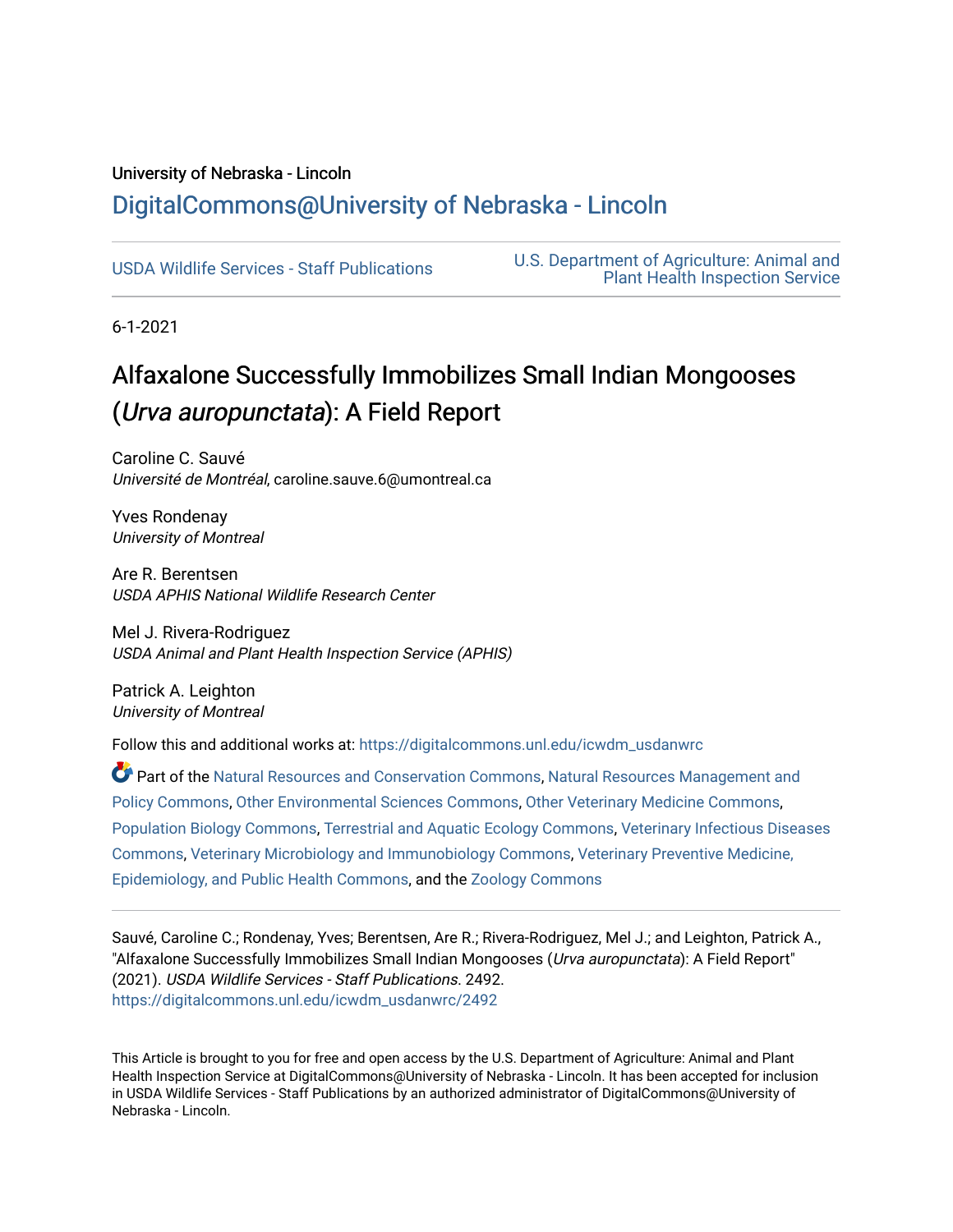University of Nebraska - Lincoln

DigitalCommons@University of Nebraska - Lincoln

USDA Wildlife Services - Staff Publications

U.S. Department of Agriculture: Animal and Plant Health Inspection Service

6-1-2021

# Alfaxalone Successfully Immobilizes Small Indian Mongooses (*Urva auropunctata*): A Field Report

Caroline C. Sauvé
*Université de Montréal*, caroline.sauve.6@umontreal.ca

Yves Rondenay
*University of Montreal*

Are R. Berentsen
*USDA APHIS National Wildlife Research Center*

Mel J. Rivera-Rodriguez
*USDA Animal and Plant Health Inspection Service (APHIS)*

Patrick A. Leighton
*University of Montreal*

Follow this and additional works at: https://digitalcommons.unl.edu/icwdm_usdanwrc

Part of the Natural Resources and Conservation Commons, Natural Resources Management and Policy Commons, Other Environmental Sciences Commons, Other Veterinary Medicine Commons, Population Biology Commons, Terrestrial and Aquatic Ecology Commons, Veterinary Infectious Diseases Commons, Veterinary Microbiology and Immunobiology Commons, Veterinary Preventive Medicine, Epidemiology, and Public Health Commons, and the Zoology Commons

Sauvé, Caroline C.; Rondenay, Yves; Berentsen, Are R.; Rivera-Rodriguez, Mel J.; and Leighton, Patrick A., "Alfaxalone Successfully Immobilizes Small Indian Mongooses (*Urva auropunctata*): A Field Report" (2021). *USDA Wildlife Services - Staff Publications*. 2492.
https://digitalcommons.unl.edu/icwdm_usdanwrc/2492

This Article is brought to you for free and open access by the U.S. Department of Agriculture: Animal and Plant Health Inspection Service at DigitalCommons@University of Nebraska - Lincoln. It has been accepted for inclusion in USDA Wildlife Services - Staff Publications by an authorized administrator of DigitalCommons@University of Nebraska - Lincoln.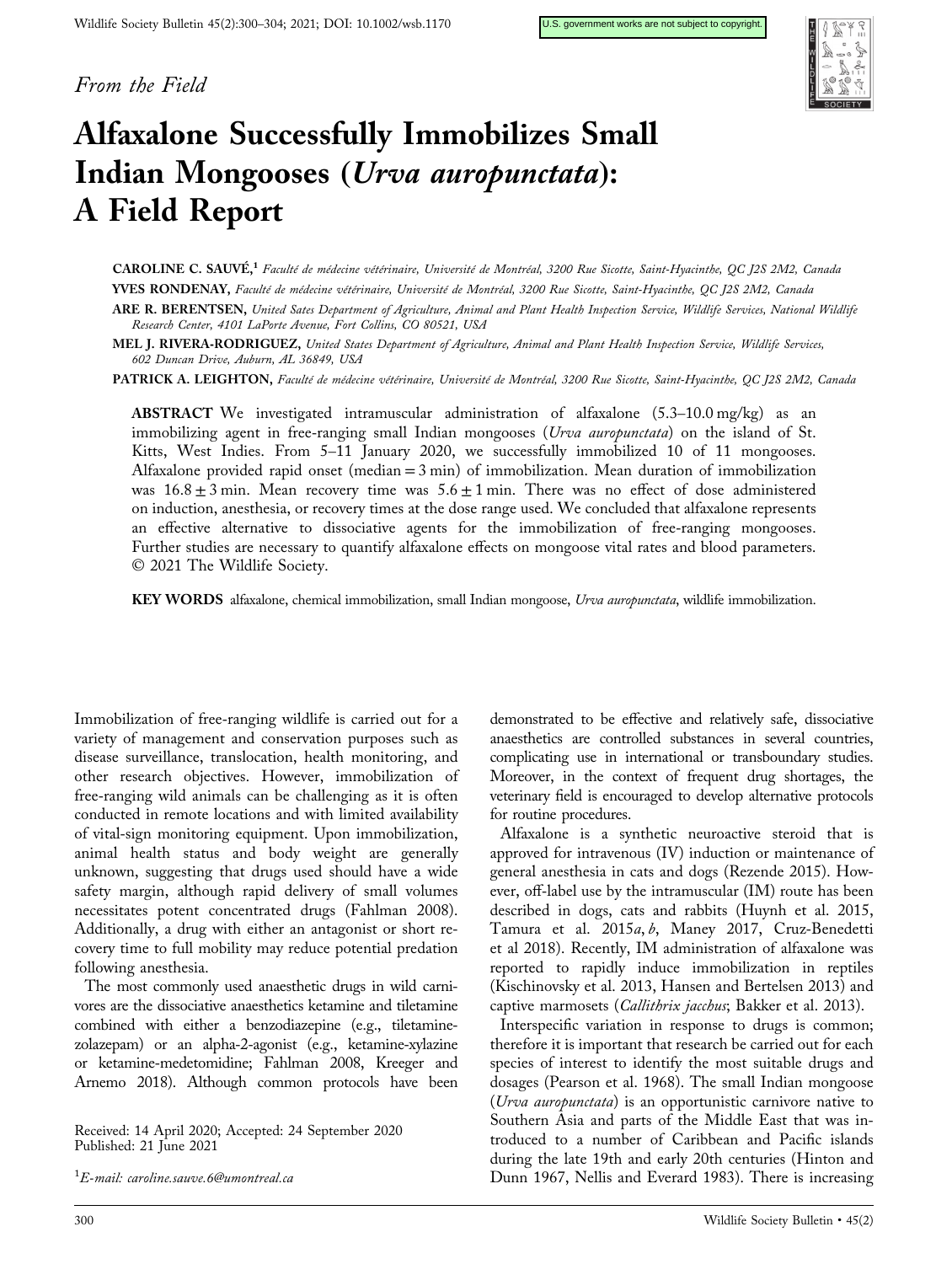*From the Field*

# Alfaxalone Successfully Immobilizes Small Indian Mongooses (*Urva auropunctata*): A Field Report

**CAROLINE C. SAUVÉ,**[1] *Faculté de médecine vétérinaire, Université de Montréal, 3200 Rue Sicotte, Saint-Hyacinthe, QC J2S 2M2, Canada*

**YVES RONDENAY,** *Faculté de médecine vétérinaire, Université de Montréal, 3200 Rue Sicotte, Saint-Hyacinthe, QC J2S 2M2, Canada*

**ARE R. BERENTSEN,** *United Sates Department of Agriculture, Animal and Plant Health Inspection Service, Wildlife Services, National Wildlife Research Center, 4101 LaPorte Avenue, Fort Collins, CO 80521, USA*

**MEL J. RIVERA-RODRIGUEZ,** *United States Department of Agriculture, Animal and Plant Health Inspection Service, Wildlife Services, 602 Duncan Drive, Auburn, AL 36849, USA*

**PATRICK A. LEIGHTON,** *Faculté de médecine vétérinaire, Université de Montréal, 3200 Rue Sicotte, Saint-Hyacinthe, QC J2S 2M2, Canada*

**ABSTRACT** We investigated intramuscular administration of alfaxalone (5.3–10.0 mg/kg) as an immobilizing agent in free-ranging small Indian mongooses (*Urva auropunctata*) on the island of St. Kitts, West Indies. From 5–11 January 2020, we successfully immobilized 10 of 11 mongooses. Alfaxalone provided rapid onset (median = 3 min) of immobilization. Mean duration of immobilization was 16.8 ± 3 min. Mean recovery time was 5.6 ± 1 min. There was no effect of dose administered on induction, anesthesia, or recovery times at the dose range used. We concluded that alfaxalone represents an effective alternative to dissociative agents for the immobilization of free-ranging mongooses. Further studies are necessary to quantify alfaxalone effects on mongoose vital rates and blood parameters. © 2021 The Wildlife Society.

**KEY WORDS** alfaxalone, chemical immobilization, small Indian mongoose, *Urva auropunctata*, wildlife immobilization.

Immobilization of free-ranging wildlife is carried out for a variety of management and conservation purposes such as disease surveillance, translocation, health monitoring, and other research objectives. However, immobilization of free-ranging wild animals can be challenging as it is often conducted in remote locations and with limited availability of vital-sign monitoring equipment. Upon immobilization, animal health status and body weight are generally unknown, suggesting that drugs used should have a wide safety margin, although rapid delivery of small volumes necessitates potent concentrated drugs (Fahlman 2008). Additionally, a drug with either an antagonist or short recovery time to full mobility may reduce potential predation following anesthesia.

The most commonly used anaesthetic drugs in wild carnivores are the dissociative anaesthetics ketamine and tiletamine combined with either a benzodiazepine (e.g., tiletamine-zolazepam) or an alpha-2-agonist (e.g., ketamine-xylazine or ketamine-medetomidine; Fahlman 2008, Kreeger and Arnemo 2018). Although common protocols have been demonstrated to be effective and relatively safe, dissociative anaesthetics are controlled substances in several countries, complicating use in international or transboundary studies. Moreover, in the context of frequent drug shortages, the veterinary field is encouraged to develop alternative protocols for routine procedures.

Alfaxalone is a synthetic neuroactive steroid that is approved for intravenous (IV) induction or maintenance of general anesthesia in cats and dogs (Rezende 2015). However, off-label use by the intramuscular (IM) route has been described in dogs, cats and rabbits (Huynh et al. 2015, Tamura et al. 2015*a*, *b*, Maney 2017, Cruz-Benedetti et al 2018). Recently, IM administration of alfaxalone was reported to rapidly induce immobilization in reptiles (Kischinovsky et al. 2013, Hansen and Bertelsen 2013) and captive marmosets (*Callithrix jacchus*; Bakker et al. 2013).

Interspecific variation in response to drugs is common; therefore it is important that research be carried out for each species of interest to identify the most suitable drugs and dosages (Pearson et al. 1968). The small Indian mongoose (*Urva auropunctata*) is an opportunistic carnivore native to Southern Asia and parts of the Middle East that was introduced to a number of Caribbean and Pacific islands during the late 19th and early 20th centuries (Hinton and Dunn 1967, Nellis and Everard 1983). There is increasing

Received: 14 April 2020; Accepted: 24 September 2020
Published: 21 June 2021

[1]E-mail: caroline.sauve.6@umontreal.ca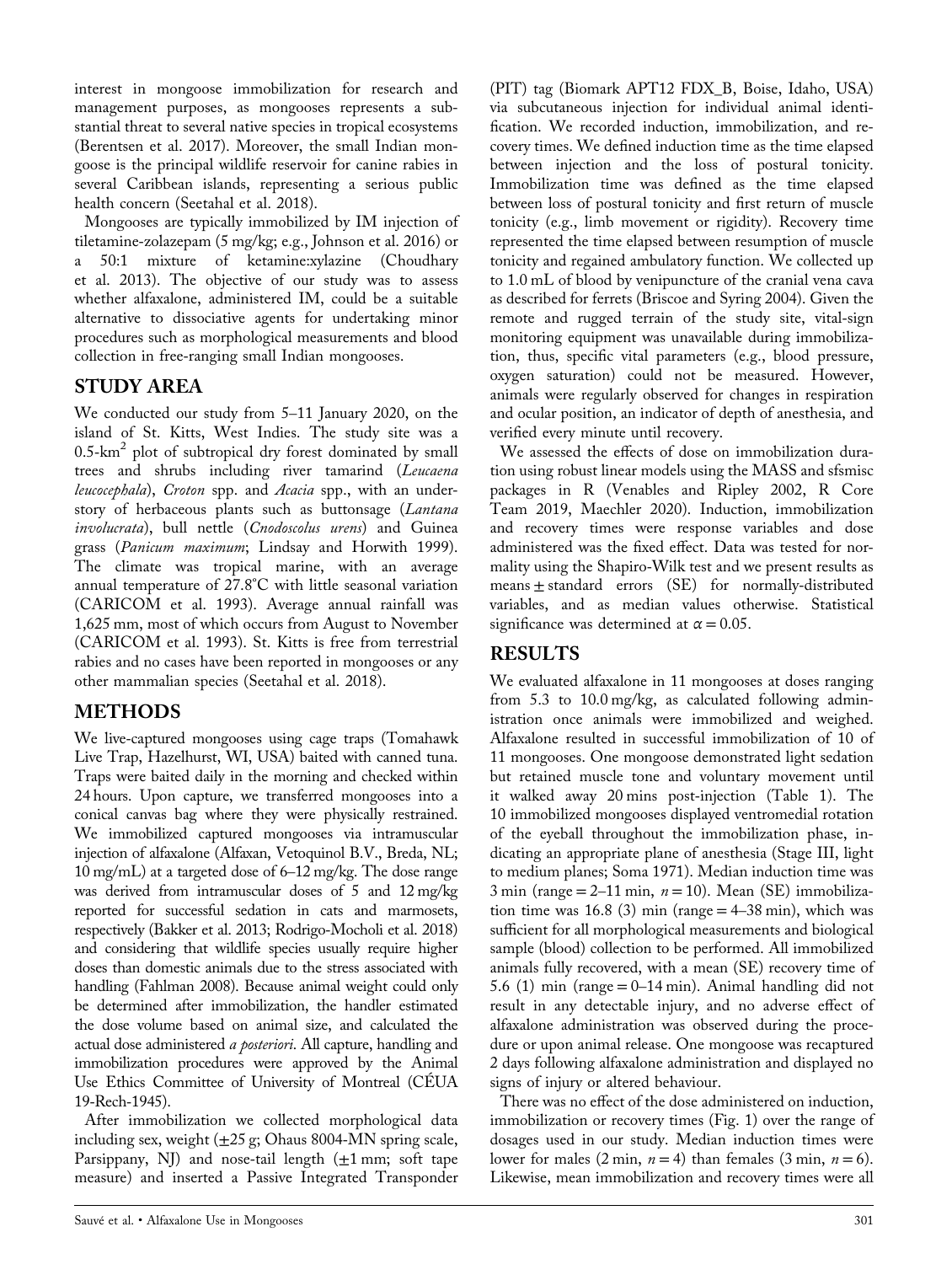interest in mongoose immobilization for research and management purposes, as mongooses represents a substantial threat to several native species in tropical ecosystems (Berentsen et al. 2017). Moreover, the small Indian mongoose is the principal wildlife reservoir for canine rabies in several Caribbean islands, representing a serious public health concern (Seetahal et al. 2018).

Mongooses are typically immobilized by IM injection of tiletamine-zolazepam (5 mg/kg; e.g., Johnson et al. 2016) or a 50:1 mixture of ketamine:xylazine (Choudhary et al. 2013). The objective of our study was to assess whether alfaxalone, administered IM, could be a suitable alternative to dissociative agents for undertaking minor procedures such as morphological measurements and blood collection in free-ranging small Indian mongooses.

## STUDY AREA

We conducted our study from 5–11 January 2020, on the island of St. Kitts, West Indies. The study site was a 0.5-km$^2$ plot of subtropical dry forest dominated by small trees and shrubs including river tamarind (*Leucaena leucocephala*), *Croton* spp. and *Acacia* spp., with an understory of herbaceous plants such as buttonsage (*Lantana involucrata*), bull nettle (*Cnodoscolus urens*) and Guinea grass (*Panicum maximum*; Lindsay and Horwith 1999). The climate was tropical marine, with an average annual temperature of 27.8°C with little seasonal variation (CARICOM et al. 1993). Average annual rainfall was 1,625 mm, most of which occurs from August to November (CARICOM et al. 1993). St. Kitts is free from terrestrial rabies and no cases have been reported in mongooses or any other mammalian species (Seetahal et al. 2018).

## METHODS

We live-captured mongooses using cage traps (Tomahawk Live Trap, Hazelhurst, WI, USA) baited with canned tuna. Traps were baited daily in the morning and checked within 24 hours. Upon capture, we transferred mongooses into a conical canvas bag where they were physically restrained. We immobilized captured mongooses via intramuscular injection of alfaxalone (Alfaxan, Vetoquinol B.V., Breda, NL; 10 mg/mL) at a targeted dose of 6–12 mg/kg. The dose range was derived from intramuscular doses of 5 and 12 mg/kg reported for successful sedation in cats and marmosets, respectively (Bakker et al. 2013; Rodrigo-Mocholi et al. 2018) and considering that wildlife species usually require higher doses than domestic animals due to the stress associated with handling (Fahlman 2008). Because animal weight could only be determined after immobilization, the handler estimated the dose volume based on animal size, and calculated the actual dose administered *a posteriori*. All capture, handling and immobilization procedures were approved by the Animal Use Ethics Committee of University of Montreal (CÉUA 19-Rech-1945).

After immobilization we collected morphological data including sex, weight (±25 g; Ohaus 8004-MN spring scale, Parsippany, NJ) and nose-tail length (±1 mm; soft tape measure) and inserted a Passive Integrated Transponder (PIT) tag (Biomark APT12 FDX_B, Boise, Idaho, USA) via subcutaneous injection for individual animal identification. We recorded induction, immobilization, and recovery times. We defined induction time as the time elapsed between injection and the loss of postural tonicity. Immobilization time was defined as the time elapsed between loss of postural tonicity and first return of muscle tonicity (e.g., limb movement or rigidity). Recovery time represented the time elapsed between resumption of muscle tonicity and regained ambulatory function. We collected up to 1.0 mL of blood by venipuncture of the cranial vena cava as described for ferrets (Briscoe and Syring 2004). Given the remote and rugged terrain of the study site, vital-sign monitoring equipment was unavailable during immobilization, thus, specific vital parameters (e.g., blood pressure, oxygen saturation) could not be measured. However, animals were regularly observed for changes in respiration and ocular position, an indicator of depth of anesthesia, and verified every minute until recovery.

We assessed the effects of dose on immobilization duration using robust linear models using the MASS and sfsmisc packages in R (Venables and Ripley 2002, R Core Team 2019, Maechler 2020). Induction, immobilization and recovery times were response variables and dose administered was the fixed effect. Data was tested for normality using the Shapiro-Wilk test and we present results as means ± standard errors (SE) for normally-distributed variables, and as median values otherwise. Statistical significance was determined at $\alpha = 0.05$.

## RESULTS

We evaluated alfaxalone in 11 mongooses at doses ranging from 5.3 to 10.0 mg/kg, as calculated following administration once animals were immobilized and weighed. Alfaxalone resulted in successful immobilization of 10 of 11 mongooses. One mongoose demonstrated light sedation but retained muscle tone and voluntary movement until it walked away 20 mins post-injection (Table 1). The 10 immobilized mongooses displayed ventromedial rotation of the eyeball throughout the immobilization phase, indicating an appropriate plane of anesthesia (Stage III, light to medium planes; Soma 1971). Median induction time was 3 min (range = 2–11 min, $n = 10$). Mean (SE) immobilization time was 16.8 (3) min (range = 4–38 min), which was sufficient for all morphological measurements and biological sample (blood) collection to be performed. All immobilized animals fully recovered, with a mean (SE) recovery time of 5.6 (1) min (range = 0–14 min). Animal handling did not result in any detectable injury, and no adverse effect of alfaxalone administration was observed during the procedure or upon animal release. One mongoose was recaptured 2 days following alfaxalone administration and displayed no signs of injury or altered behaviour.

There was no effect of the dose administered on induction, immobilization or recovery times (Fig. 1) over the range of dosages used in our study. Median induction times were lower for males (2 min, $n = 4$) than females (3 min, $n = 6$). Likewise, mean immobilization and recovery times were all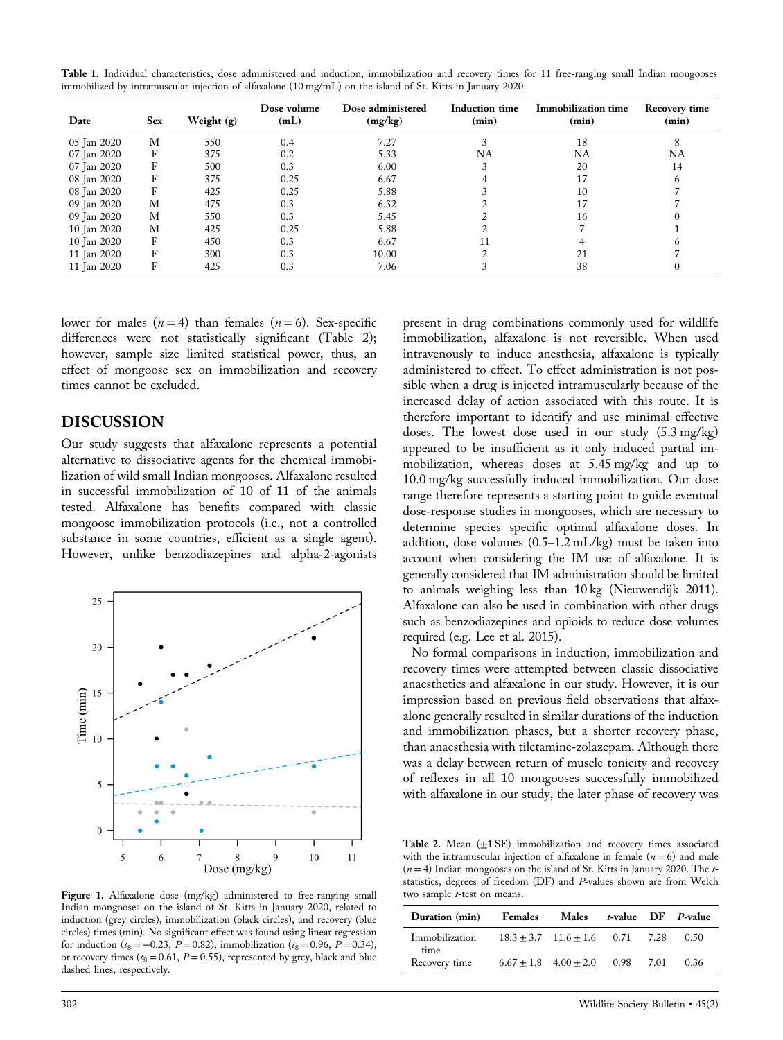**Table 1.** Individual characteristics, dose administered and induction, immobilization and recovery times for 11 free-ranging small Indian mongooses immobilized by intramuscular injection of alfaxalone (10 mg/mL) on the island of St. Kitts in January 2020.

| Date | Sex | Weight (g) | Dose volume (mL) | Dose administered (mg/kg) | Induction time (min) | Immobilization time (min) | Recovery time (min) |
|---|---|---|---|---|---|---|---|
| 05 Jan 2020 | M | 550 | 0.4 | 7.27 | 3 | 18 | 8 |
| 07 Jan 2020 | F | 375 | 0.2 | 5.33 | NA | NA | NA |
| 07 Jan 2020 | F | 500 | 0.3 | 6.00 | 3 | 20 | 14 |
| 08 Jan 2020 | F | 375 | 0.25 | 6.67 | 4 | 17 | 6 |
| 08 Jan 2020 | F | 425 | 0.25 | 5.88 | 3 | 10 | 7 |
| 09 Jan 2020 | M | 475 | 0.3 | 6.32 | 2 | 17 | 7 |
| 09 Jan 2020 | M | 550 | 0.3 | 5.45 | 2 | 16 | 0 |
| 10 Jan 2020 | M | 425 | 0.25 | 5.88 | 2 | 7 | 1 |
| 10 Jan 2020 | F | 450 | 0.3 | 6.67 | 11 | 4 | 6 |
| 11 Jan 2020 | F | 300 | 0.3 | 10.00 | 2 | 21 | 7 |
| 11 Jan 2020 | F | 425 | 0.3 | 7.06 | 3 | 38 | 0 |

lower for males ($n = 4$) than females ($n = 6$). Sex-specific differences were not statistically significant (Table 2); however, sample size limited statistical power, thus, an effect of mongoose sex on immobilization and recovery times cannot be excluded.

## DISCUSSION

Our study suggests that alfaxalone represents a potential alternative to dissociative agents for the chemical immobilization of wild small Indian mongooses. Alfaxalone resulted in successful immobilization of 10 of 11 of the animals tested. Alfaxalone has benefits compared with classic mongoose immobilization protocols (i.e., not a controlled substance in some countries, efficient as a single agent). However, unlike benzodiazepines and alpha-2-agonists present in drug combinations commonly used for wildlife immobilization, alfaxalone is not reversible. When used intravenously to induce anesthesia, alfaxalone is typically administered to effect. To effect administration is not possible when a drug is injected intramuscularly because of the increased delay of action associated with this route. It is therefore important to identify and use minimal effective doses. The lowest dose used in our study (5.3 mg/kg) appeared to be insufficient as it only induced partial immobilization, whereas doses at 5.45 mg/kg and up to 10.0 mg/kg successfully induced immobilization. Our dose range therefore represents a starting point to guide eventual dose-response studies in mongooses, which are necessary to determine species specific optimal alfaxalone doses. In addition, dose volumes (0.5–1.2 mL/kg) must be taken into account when considering the IM use of alfaxalone. It is generally considered that IM administration should be limited to animals weighing less than 10 kg (Nieuwendijk 2011). Alfaxalone can also be used in combination with other drugs such as benzodiazepines and opioids to reduce dose volumes required (e.g. Lee et al. 2015).

No formal comparisons in induction, immobilization and recovery times were attempted between classic dissociative anaesthetics and alfaxalone in our study. However, it is our impression based on previous field observations that alfaxalone generally resulted in similar durations of the induction and immobilization phases, but a shorter recovery phase, than anaesthesia with tiletamine-zolazepam. Although there was a delay between return of muscle tonicity and recovery of reflexes in all 10 mongooses successfully immobilized with alfaxalone in our study, the later phase of recovery was

**Figure 1.** Alfaxalone dose (mg/kg) administered to free-ranging small Indian mongooses on the island of St. Kitts in January 2020, related to induction (grey circles), immobilization (black circles), and recovery (blue circles) times (min). No significant effect was found using linear regression for induction ($t_8 = -0.23$, $P = 0.82$), immobilization ($t_8 = 0.96$, $P = 0.34$), or recovery times ($t_8 = 0.61$, $P = 0.55$), represented by grey, black and blue dashed lines, respectively.

**Table 2.** Mean (±1 SE) immobilization and recovery times associated with the intramuscular injection of alfaxalone in female ($n = 6$) and male ($n = 4$) Indian mongooses on the island of St. Kitts in January 2020. The *t*-statistics, degrees of freedom (DF) and *P*-values shown are from Welch two sample *t*-test on means.

| Duration (min) | Females | Males | *t*-value | DF | *P*-value |
|---|---|---|---|---|---|
| Immobilization time | 18.3 ± 3.7 | 11.6 ± 1.6 | 0.71 | 7.28 | 0.50 |
| Recovery time | 6.67 ± 1.8 | 4.00 ± 2.0 | 0.98 | 7.01 | 0.36 |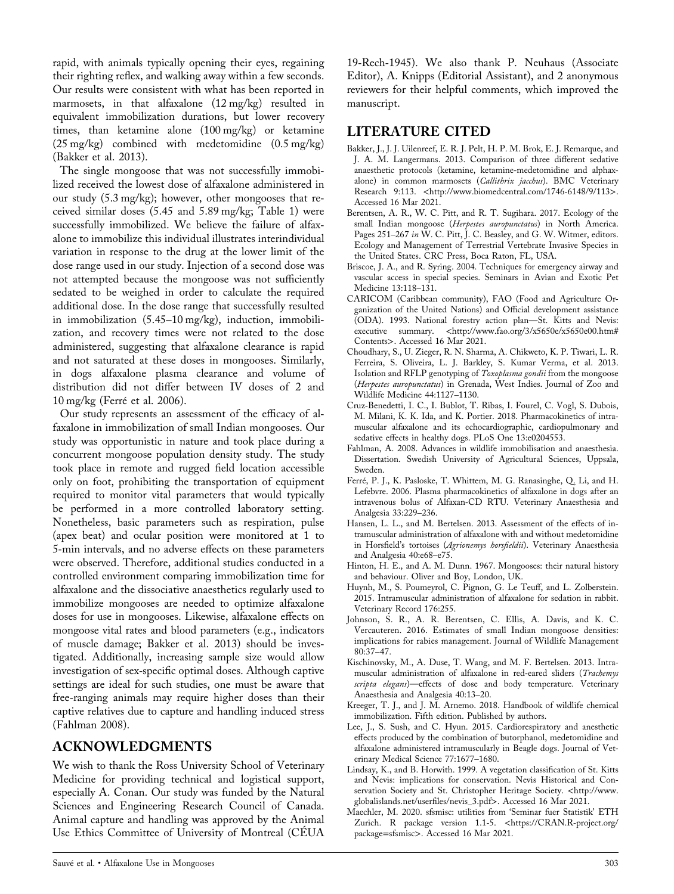rapid, with animals typically opening their eyes, regaining their righting reflex, and walking away within a few seconds. Our results were consistent with what has been reported in marmosets, in that alfaxalone (12 mg/kg) resulted in equivalent immobilization durations, but lower recovery times, than ketamine alone (100 mg/kg) or ketamine (25 mg/kg) combined with medetomidine (0.5 mg/kg) (Bakker et al. 2013).

The single mongoose that was not successfully immobilized received the lowest dose of alfaxalone administered in our study (5.3 mg/kg); however, other mongooses that received similar doses (5.45 and 5.89 mg/kg; Table 1) were successfully immobilized. We believe the failure of alfaxalone to immobilize this individual illustrates interindividual variation in response to the drug at the lower limit of the dose range used in our study. Injection of a second dose was not attempted because the mongoose was not sufficiently sedated to be weighed in order to calculate the required additional dose. In the dose range that successfully resulted in immobilization (5.45–10 mg/kg), induction, immobilization, and recovery times were not related to the dose administered, suggesting that alfaxalone clearance is rapid and not saturated at these doses in mongooses. Similarly, in dogs alfaxalone plasma clearance and volume of distribution did not differ between IV doses of 2 and 10 mg/kg (Ferré et al. 2006).

Our study represents an assessment of the efficacy of alfaxalone in immobilization of small Indian mongooses. Our study was opportunistic in nature and took place during a concurrent mongoose population density study. The study took place in remote and rugged field location accessible only on foot, prohibiting the transportation of equipment required to monitor vital parameters that would typically be performed in a more controlled laboratory setting. Nonetheless, basic parameters such as respiration, pulse (apex beat) and ocular position were monitored at 1 to 5-min intervals, and no adverse effects on these parameters were observed. Therefore, additional studies conducted in a controlled environment comparing immobilization time for alfaxalone and the dissociative anaesthetics regularly used to immobilize mongooses are needed to optimize alfaxalone doses for use in mongooses. Likewise, alfaxalone effects on mongoose vital rates and blood parameters (e.g., indicators of muscle damage; Bakker et al. 2013) should be investigated. Additionally, increasing sample size would allow investigation of sex-specific optimal doses. Although captive settings are ideal for such studies, one must be aware that free-ranging animals may require higher doses than their captive relatives due to capture and handling induced stress (Fahlman 2008).

## ACKNOWLEDGMENTS

We wish to thank the Ross University School of Veterinary Medicine for providing technical and logistical support, especially A. Conan. Our study was funded by the Natural Sciences and Engineering Research Council of Canada. Animal capture and handling was approved by the Animal Use Ethics Committee of University of Montreal (CÉUA 19-Rech-1945). We also thank P. Neuhaus (Associate Editor), A. Knipps (Editorial Assistant), and 2 anonymous reviewers for their helpful comments, which improved the manuscript.

## LITERATURE CITED

Bakker, J., J. J. Uilenreef, E. R. J. Pelt, H. P. M. Brok, E. J. Remarque, and J. A. M. Langermans. 2013. Comparison of three different sedative anaesthetic protocols (ketamine, ketamine-medetomidine and alphaxalone) in common marmosets (*Callithrix jacchus*). BMC Veterinary Research 9:113. <http://www.biomedcentral.com/1746-6148/9/113>. Accessed 16 Mar 2021.

Berentsen, A. R., W. C. Pitt, and R. T. Sugihara. 2017. Ecology of the small Indian mongoose (*Herpestes auropunctatus*) in North America. Pages 251–267 *in* W. C. Pitt, J. C. Beasley, and G. W. Witmer, editors. Ecology and Management of Terrestrial Vertebrate Invasive Species in the United States. CRC Press, Boca Raton, FL, USA.

Briscoe, J. A., and R. Syring. 2004. Techniques for emergency airway and vascular access in special species. Seminars in Avian and Exotic Pet Medicine 13:118–131.

CARICOM (Caribbean community), FAO (Food and Agriculture Organization of the United Nations) and Official development assistance (ODA). 1993. National forestry action plan—St. Kitts and Nevis: executive summary. <http://www.fao.org/3/x5650e/x5650e00.htm#Contents>. Accessed 16 Mar 2021.

Choudhary, S., U. Zieger, R. N. Sharma, A. Chikweto, K. P. Tiwari, L. R. Ferreira, S. Oliveira, L. J. Barkley, S. Kumar Verma, et al. 2013. Isolation and RFLP genotyping of *Toxoplasma gondii* from the mongoose (*Herpestes auropunctatus*) in Grenada, West Indies. Journal of Zoo and Wildlife Medicine 44:1127–1130.

Cruz-Benedetti, I. C., I. Bublot, T. Ribas, I. Fourel, C. Vogl, S. Dubois, M. Milani, K. K. Ida, and K. Portier. 2018. Pharmacokinetics of intramuscular alfaxalone and its echocardiographic, cardiopulmonary and sedative effects in healthy dogs. PLoS One 13:e0204553.

Fahlman, A. 2008. Advances in wildlife immobilisation and anaesthesia. Dissertation. Swedish University of Agricultural Sciences, Uppsala, Sweden.

Ferré, P. J., K. Pasloske, T. Whittem, M. G. Ranasinghe, Q. Li, and H. Lefebvre. 2006. Plasma pharmacokinetics of alfaxalone in dogs after an intravenous bolus of Alfaxan-CD RTU. Veterinary Anaesthesia and Analgesia 33:229–236.

Hansen, L. L., and M. Bertelsen. 2013. Assessment of the effects of intramuscular administration of alfaxalone with and without medetomidine in Horsfield's tortoises (*Agrionemys horsfieldii*). Veterinary Anaesthesia and Analgesia 40:e68–e75.

Hinton, H. E., and A. M. Dunn. 1967. Mongooses: their natural history and behaviour. Oliver and Boy, London, UK.

Huynh, M., S. Poumeyrol, C. Pignon, G. Le Teuff, and L. Zolberstein. 2015. Intramuscular administration of alfaxalone for sedation in rabbit. Veterinary Record 176:255.

Johnson, S. R., A. R. Berentsen, C. Ellis, A. Davis, and K. C. Vercauteren. 2016. Estimates of small Indian mongoose densities: implications for rabies management. Journal of Wildlife Management 80:37–47.

Kischinovsky, M., A. Duse, T. Wang, and M. F. Bertelsen. 2013. Intramuscular administration of alfaxalone in red-eared sliders (*Trachemys scripta elegans*)—effects of dose and body temperature. Veterinary Anaesthesia and Analgesia 40:13–20.

Kreeger, T. J., and J. M. Arnemo. 2018. Handbook of wildlife chemical immobilization. Fifth edition. Published by authors.

Lee, J., S. Sush, and C. Hyun. 2015. Cardiorespiratory and anesthetic effects produced by the combination of butorphanol, medetomidine and alfaxalone administered intramuscularly in Beagle dogs. Journal of Veterinary Medical Science 77:1677–1680.

Lindsay, K., and B. Horwith. 1999. A vegetation classification of St. Kitts and Nevis: implications for conservation. Nevis Historical and Conservation Society and St. Christopher Heritage Society. <http://www.globalislands.net/userfiles/nevis_3.pdf>. Accessed 16 Mar 2021.

Maechler, M. 2020. sfsmisc: utilities from 'Seminar fuer Statistik' ETH Zurich. R package version 1.1-5. <https://CRAN.R-project.org/package=sfsmisc>. Accessed 16 Mar 2021.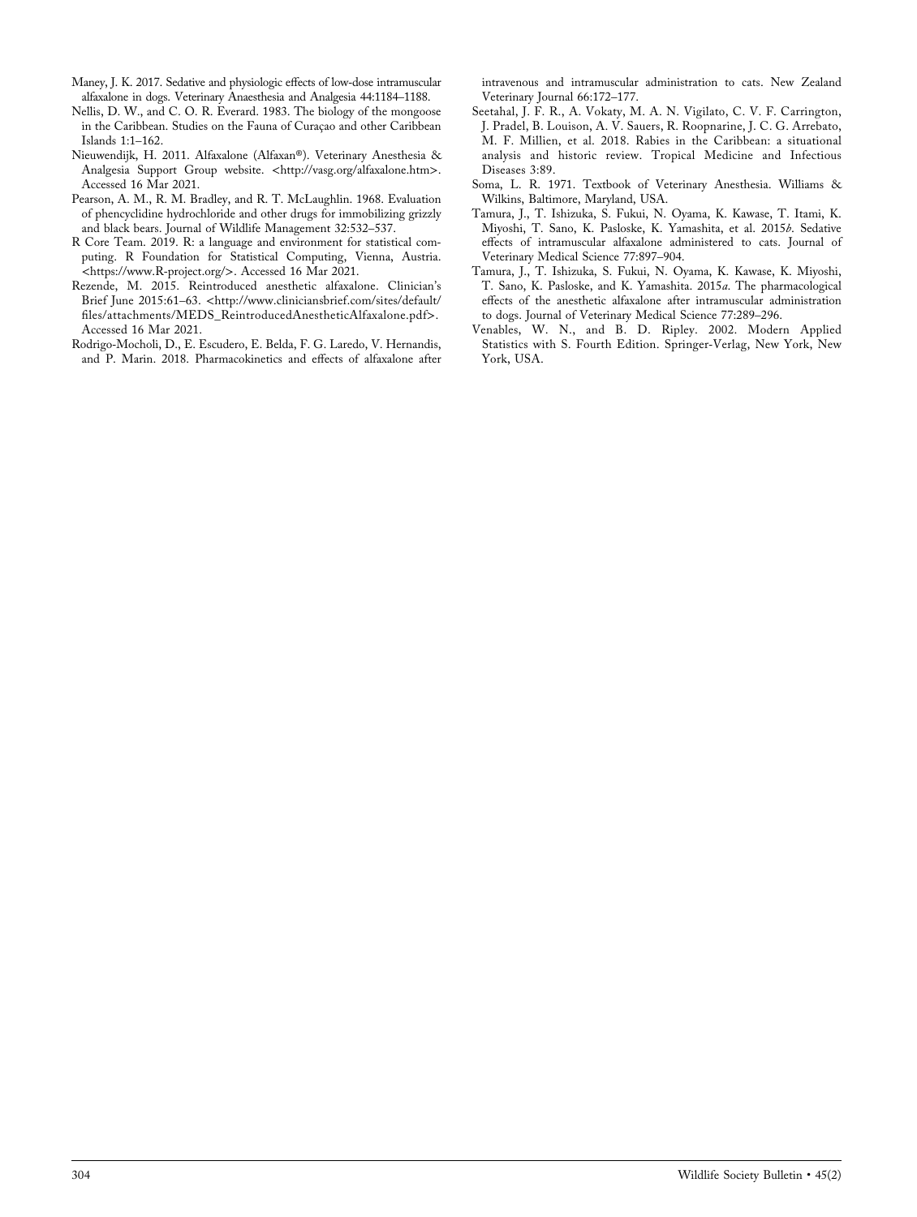Maney, J. K. 2017. Sedative and physiologic effects of low-dose intramuscular alfaxalone in dogs. Veterinary Anaesthesia and Analgesia 44:1184–1188.

Nellis, D. W., and C. O. R. Everard. 1983. The biology of the mongoose in the Caribbean. Studies on the Fauna of Curaçao and other Caribbean Islands 1:1–162.

Nieuwendijk, H. 2011. Alfaxalone (Alfaxan®). Veterinary Anesthesia & Analgesia Support Group website. <http://vasg.org/alfaxalone.htm>. Accessed 16 Mar 2021.

Pearson, A. M., R. M. Bradley, and R. T. McLaughlin. 1968. Evaluation of phencyclidine hydrochloride and other drugs for immobilizing grizzly and black bears. Journal of Wildlife Management 32:532–537.

R Core Team. 2019. R: a language and environment for statistical computing. R Foundation for Statistical Computing, Vienna, Austria. <https://www.R-project.org/>. Accessed 16 Mar 2021.

Rezende, M. 2015. Reintroduced anesthetic alfaxalone. Clinician's Brief June 2015:61–63. <http://www.cliniciansbrief.com/sites/default/files/attachments/MEDS_ReintroducedAnestheticAlfaxalone.pdf>. Accessed 16 Mar 2021.

Rodrigo-Mocholi, D., E. Escudero, E. Belda, F. G. Laredo, V. Hernandis, and P. Marin. 2018. Pharmacokinetics and effects of alfaxalone after intravenous and intramuscular administration to cats. New Zealand Veterinary Journal 66:172–177.

Seetahal, J. F. R., A. Vokaty, M. A. N. Vigilato, C. V. F. Carrington, J. Pradel, B. Louison, A. V. Sauers, R. Roopnarine, J. C. G. Arrebato, M. F. Millien, et al. 2018. Rabies in the Caribbean: a situational analysis and historic review. Tropical Medicine and Infectious Diseases 3:89.

Soma, L. R. 1971. Textbook of Veterinary Anesthesia. Williams & Wilkins, Baltimore, Maryland, USA.

Tamura, J., T. Ishizuka, S. Fukui, N. Oyama, K. Kawase, T. Itami, K. Miyoshi, T. Sano, K. Pasloske, K. Yamashita, et al. 2015*b*. Sedative effects of intramuscular alfaxalone administered to cats. Journal of Veterinary Medical Science 77:897–904.

Tamura, J., T. Ishizuka, S. Fukui, N. Oyama, K. Kawase, K. Miyoshi, T. Sano, K. Pasloske, and K. Yamashita. 2015*a*. The pharmacological effects of the anesthetic alfaxalone after intramuscular administration to dogs. Journal of Veterinary Medical Science 77:289–296.

Venables, W. N., and B. D. Ripley. 2002. Modern Applied Statistics with S. Fourth Edition. Springer-Verlag, New York, New York, USA.